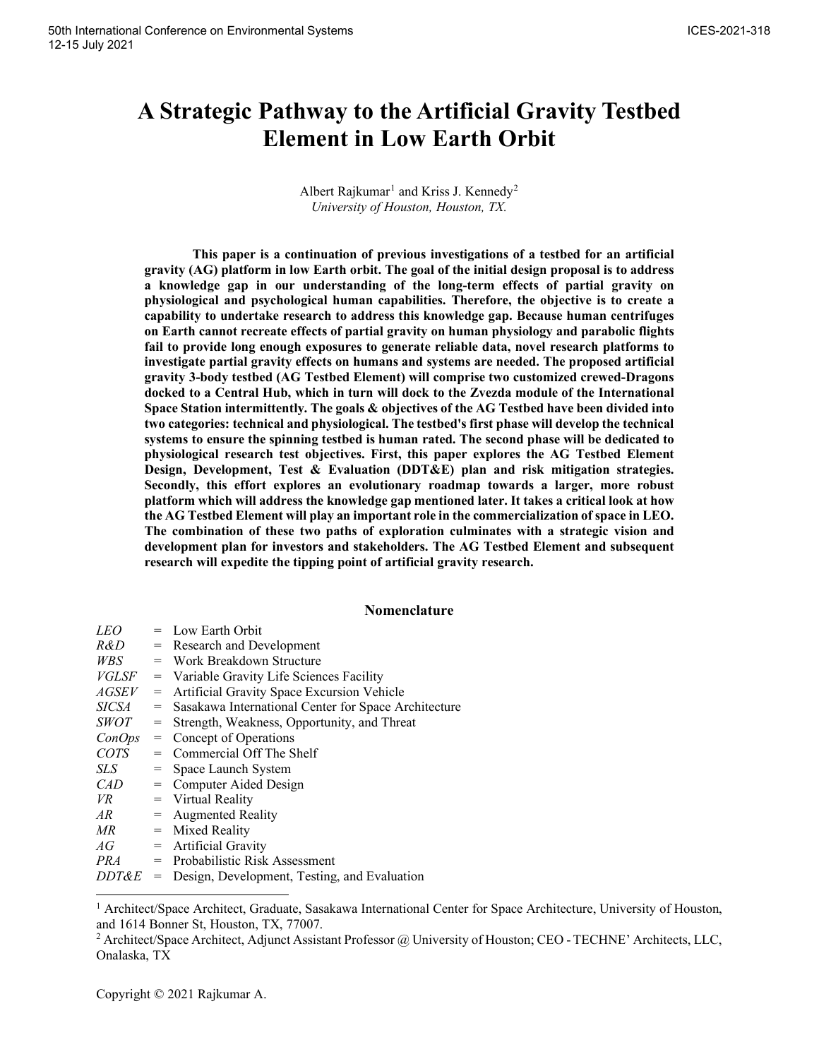# A Strategic Pathway to the Artificial Gravity Testbed Element in Low Earth Orbit

Albert Rajkumar[1] and Kriss J. Kennedy[2]
*University of Houston, Houston, TX.*

**This paper is a continuation of previous investigations of a testbed for an artificial gravity (AG) platform in low Earth orbit. The goal of the initial design proposal is to address a knowledge gap in our understanding of the long-term effects of partial gravity on physiological and psychological human capabilities. Therefore, the objective is to create a capability to undertake research to address this knowledge gap. Because human centrifuges on Earth cannot recreate effects of partial gravity on human physiology and parabolic flights fail to provide long enough exposures to generate reliable data, novel research platforms to investigate partial gravity effects on humans and systems are needed. The proposed artificial gravity 3-body testbed (AG Testbed Element) will comprise two customized crewed-Dragons docked to a Central Hub, which in turn will dock to the Zvezda module of the International Space Station intermittently. The goals & objectives of the AG Testbed have been divided into two categories: technical and physiological. The testbed's first phase will develop the technical systems to ensure the spinning testbed is human rated. The second phase will be dedicated to physiological research test objectives. First, this paper explores the AG Testbed Element Design, Development, Test & Evaluation (DDT&E) plan and risk mitigation strategies. Secondly, this effort explores an evolutionary roadmap towards a larger, more robust platform which will address the knowledge gap mentioned later. It takes a critical look at how the AG Testbed Element will play an important role in the commercialization of space in LEO. The combination of these two paths of exploration culminates with a strategic vision and development plan for investors and stakeholders. The AG Testbed Element and subsequent research will expedite the tipping point of artificial gravity research.**

## Nomenclature

| | | |
|---|---|---|
| *LEO* | = | Low Earth Orbit |
| *R&D* | = | Research and Development |
| *WBS* | = | Work Breakdown Structure |
| *VGLSF* | = | Variable Gravity Life Sciences Facility |
| *AGSEV* | = | Artificial Gravity Space Excursion Vehicle |
| *SICSA* | = | Sasakawa International Center for Space Architecture |
| *SWOT* | = | Strength, Weakness, Opportunity, and Threat |
| *ConOps* | = | Concept of Operations |
| *COTS* | = | Commercial Off The Shelf |
| *SLS* | = | Space Launch System |
| *CAD* | = | Computer Aided Design |
| *VR* | = | Virtual Reality |
| *AR* | = | Augmented Reality |
| *MR* | = | Mixed Reality |
| *AG* | = | Artificial Gravity |
| *PRA* | = | Probabilistic Risk Assessment |
| *DDT&E* | = | Design, Development, Testing, and Evaluation |

[1] Architect/Space Architect, Graduate, Sasakawa International Center for Space Architecture, University of Houston, and 1614 Bonner St, Houston, TX, 77007.

[2] Architect/Space Architect, Adjunct Assistant Professor @ University of Houston; CEO - TECHNE' Architects, LLC, Onalaska, TX

Copyright © 2021 Rajkumar A.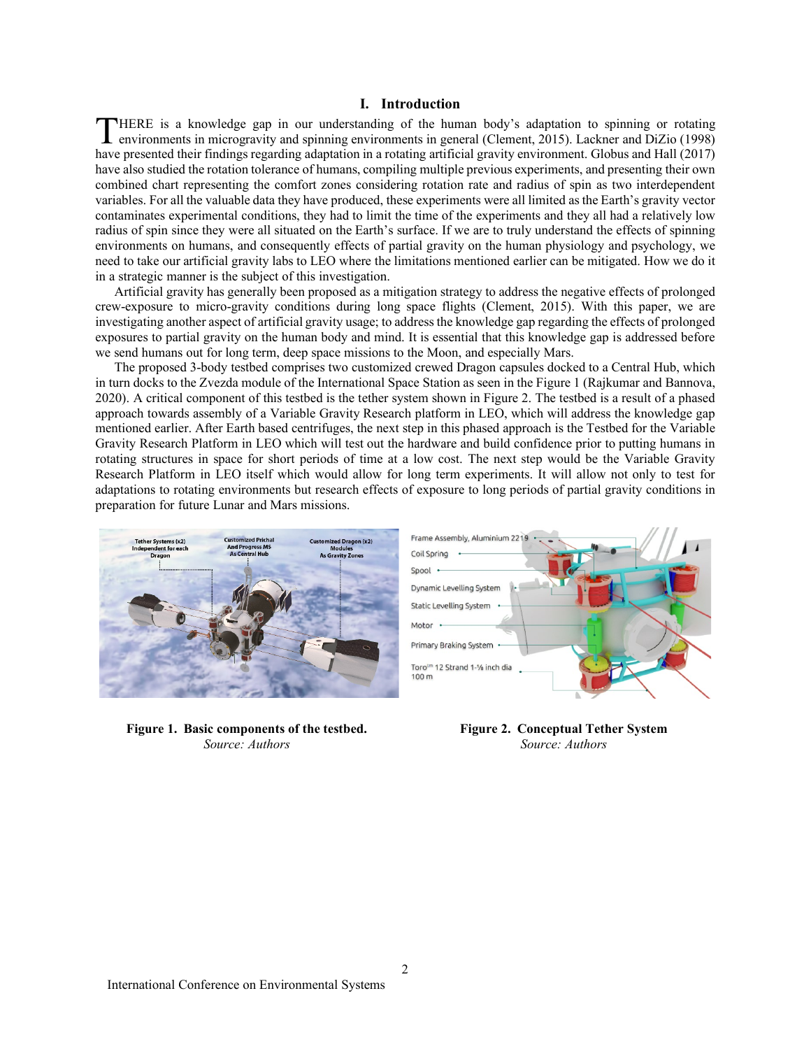## I. Introduction

THERE is a knowledge gap in our understanding of the human body's adaptation to spinning or rotating environments in microgravity and spinning environments in general (Clement, 2015). Lackner and DiZio (1998) have presented their findings regarding adaptation in a rotating artificial gravity environment. Globus and Hall (2017) have also studied the rotation tolerance of humans, compiling multiple previous experiments, and presenting their own combined chart representing the comfort zones considering rotation rate and radius of spin as two interdependent variables. For all the valuable data they have produced, these experiments were all limited as the Earth's gravity vector contaminates experimental conditions, they had to limit the time of the experiments and they all had a relatively low radius of spin since they were all situated on the Earth's surface. If we are to truly understand the effects of spinning environments on humans, and consequently effects of partial gravity on the human physiology and psychology, we need to take our artificial gravity labs to LEO where the limitations mentioned earlier can be mitigated. How we do it in a strategic manner is the subject of this investigation.

Artificial gravity has generally been proposed as a mitigation strategy to address the negative effects of prolonged crew-exposure to micro-gravity conditions during long space flights (Clement, 2015). With this paper, we are investigating another aspect of artificial gravity usage; to address the knowledge gap regarding the effects of prolonged exposures to partial gravity on the human body and mind. It is essential that this knowledge gap is addressed before we send humans out for long term, deep space missions to the Moon, and especially Mars.

The proposed 3-body testbed comprises two customized crewed Dragon capsules docked to a Central Hub, which in turn docks to the Zvezda module of the International Space Station as seen in the Figure 1 (Rajkumar and Bannova, 2020). A critical component of this testbed is the tether system shown in Figure 2. The testbed is a result of a phased approach towards assembly of a Variable Gravity Research platform in LEO, which will address the knowledge gap mentioned earlier. After Earth based centrifuges, the next step in this phased approach is the Testbed for the Variable Gravity Research Platform in LEO which will test out the hardware and build confidence prior to putting humans in rotating structures in space for short periods of time at a low cost. The next step would be the Variable Gravity Research Platform in LEO itself which would allow for long term experiments. It will allow not only to test for adaptations to rotating environments but research effects of exposure to long periods of partial gravity conditions in preparation for future Lunar and Mars missions.

**Figure 1. Basic components of the testbed.**
*Source: Authors*

**Figure 2. Conceptual Tether System**
*Source: Authors*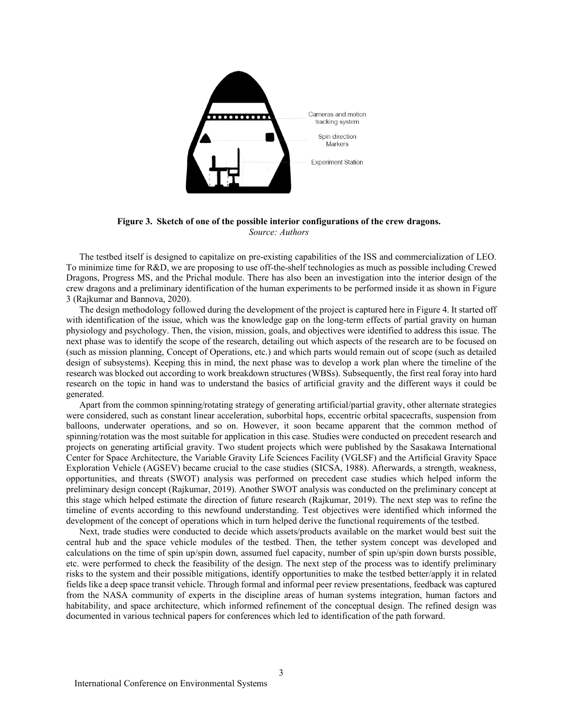**Figure 3. Sketch of one of the possible interior configurations of the crew dragons.**
*Source: Authors*

The testbed itself is designed to capitalize on pre-existing capabilities of the ISS and commercialization of LEO. To minimize time for R&D, we are proposing to use off-the-shelf technologies as much as possible including Crewed Dragons, Progress MS, and the Prichal module. There has also been an investigation into the interior design of the crew dragons and a preliminary identification of the human experiments to be performed inside it as shown in Figure 3 (Rajkumar and Bannova, 2020).

The design methodology followed during the development of the project is captured here in Figure 4. It started off with identification of the issue, which was the knowledge gap on the long-term effects of partial gravity on human physiology and psychology. Then, the vision, mission, goals, and objectives were identified to address this issue. The next phase was to identify the scope of the research, detailing out which aspects of the research are to be focused on (such as mission planning, Concept of Operations, etc.) and which parts would remain out of scope (such as detailed design of subsystems). Keeping this in mind, the next phase was to develop a work plan where the timeline of the research was blocked out according to work breakdown structures (WBSs). Subsequently, the first real foray into hard research on the topic in hand was to understand the basics of artificial gravity and the different ways it could be generated.

Apart from the common spinning/rotating strategy of generating artificial/partial gravity, other alternate strategies were considered, such as constant linear acceleration, suborbital hops, eccentric orbital spacecrafts, suspension from balloons, underwater operations, and so on. However, it soon became apparent that the common method of spinning/rotation was the most suitable for application in this case. Studies were conducted on precedent research and projects on generating artificial gravity. Two student projects which were published by the Sasakawa International Center for Space Architecture, the Variable Gravity Life Sciences Facility (VGLSF) and the Artificial Gravity Space Exploration Vehicle (AGSEV) became crucial to the case studies (SICSA, 1988). Afterwards, a strength, weakness, opportunities, and threats (SWOT) analysis was performed on precedent case studies which helped inform the preliminary design concept (Rajkumar, 2019). Another SWOT analysis was conducted on the preliminary concept at this stage which helped estimate the direction of future research (Rajkumar, 2019). The next step was to refine the timeline of events according to this newfound understanding. Test objectives were identified which informed the development of the concept of operations which in turn helped derive the functional requirements of the testbed.

Next, trade studies were conducted to decide which assets/products available on the market would best suit the central hub and the space vehicle modules of the testbed. Then, the tether system concept was developed and calculations on the time of spin up/spin down, assumed fuel capacity, number of spin up/spin down bursts possible, etc. were performed to check the feasibility of the design. The next step of the process was to identify preliminary risks to the system and their possible mitigations, identify opportunities to make the testbed better/apply it in related fields like a deep space transit vehicle. Through formal and informal peer review presentations, feedback was captured from the NASA community of experts in the discipline areas of human systems integration, human factors and habitability, and space architecture, which informed refinement of the conceptual design. The refined design was documented in various technical papers for conferences which led to identification of the path forward.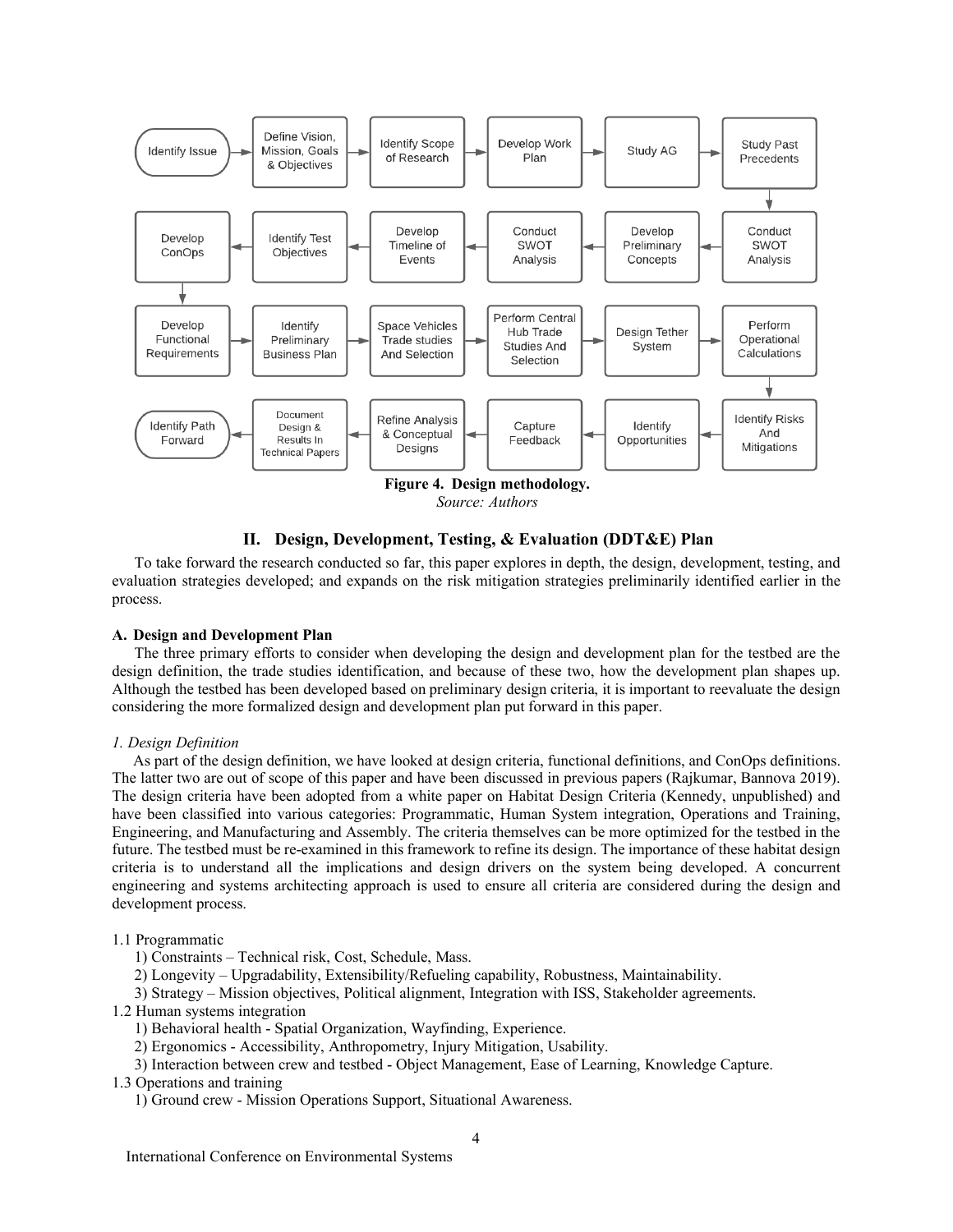**Figure 4. Design methodology.**

*Source: Authors*

## II. Design, Development, Testing, & Evaluation (DDT&E) Plan

To take forward the research conducted so far, this paper explores in depth, the design, development, testing, and evaluation strategies developed; and expands on the risk mitigation strategies preliminarily identified earlier in the process.

### A. Design and Development Plan

The three primary efforts to consider when developing the design and development plan for the testbed are the design definition, the trade studies identification, and because of these two, how the development plan shapes up. Although the testbed has been developed based on preliminary design criteria, it is important to reevaluate the design considering the more formalized design and development plan put forward in this paper.

#### *1. Design Definition*

As part of the design definition, we have looked at design criteria, functional definitions, and ConOps definitions. The latter two are out of scope of this paper and have been discussed in previous papers (Rajkumar, Bannova 2019). The design criteria have been adopted from a white paper on Habitat Design Criteria (Kennedy, unpublished) and have been classified into various categories: Programmatic, Human System integration, Operations and Training, Engineering, and Manufacturing and Assembly. The criteria themselves can be more optimized for the testbed in the future. The testbed must be re-examined in this framework to refine its design. The importance of these habitat design criteria is to understand all the implications and design drivers on the system being developed. A concurrent engineering and systems architecting approach is used to ensure all criteria are considered during the design and development process.

1.1 Programmatic

1) Constraints – Technical risk, Cost, Schedule, Mass.
2) Longevity – Upgradability, Extensibility/Refueling capability, Robustness, Maintainability.
3) Strategy – Mission objectives, Political alignment, Integration with ISS, Stakeholder agreements.

1.2 Human systems integration

1) Behavioral health - Spatial Organization, Wayfinding, Experience.
2) Ergonomics - Accessibility, Anthropometry, Injury Mitigation, Usability.
3) Interaction between crew and testbed - Object Management, Ease of Learning, Knowledge Capture.

1.3 Operations and training

1) Ground crew - Mission Operations Support, Situational Awareness.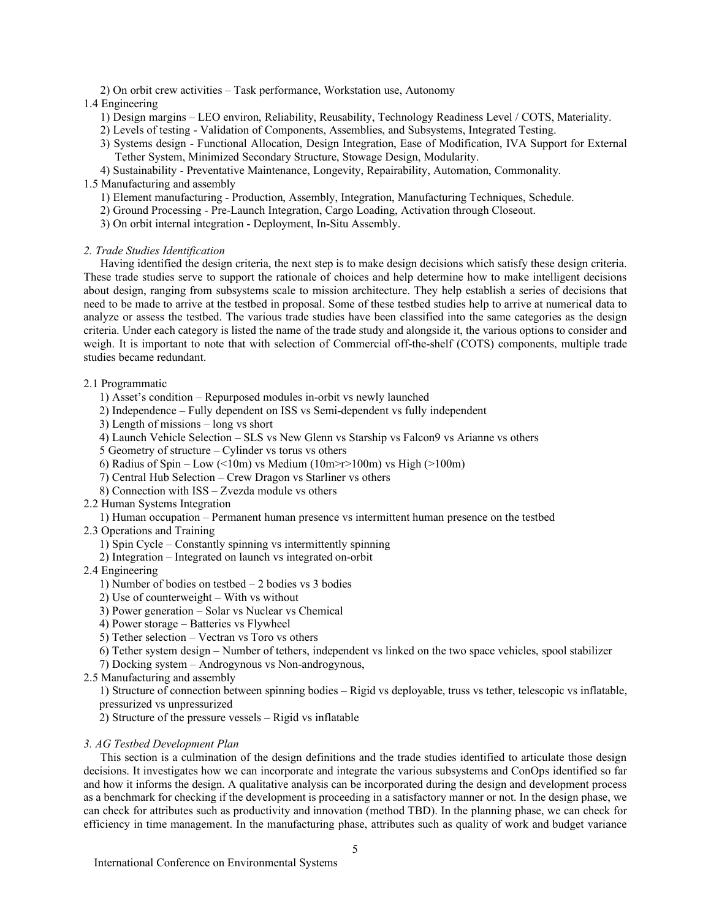2) On orbit crew activities – Task performance, Workstation use, Autonomy

1.4 Engineering

1) Design margins – LEO environ, Reliability, Reusability, Technology Readiness Level / COTS, Materiality.
2) Levels of testing - Validation of Components, Assemblies, and Subsystems, Integrated Testing.
3) Systems design - Functional Allocation, Design Integration, Ease of Modification, IVA Support for External Tether System, Minimized Secondary Structure, Stowage Design, Modularity.
4) Sustainability - Preventative Maintenance, Longevity, Repairability, Automation, Commonality.

1.5 Manufacturing and assembly

1) Element manufacturing - Production, Assembly, Integration, Manufacturing Techniques, Schedule.
2) Ground Processing - Pre-Launch Integration, Cargo Loading, Activation through Closeout.
3) On orbit internal integration - Deployment, In-Situ Assembly.

### *2. Trade Studies Identification*

Having identified the design criteria, the next step is to make design decisions which satisfy these design criteria. These trade studies serve to support the rationale of choices and help determine how to make intelligent decisions about design, ranging from subsystems scale to mission architecture. They help establish a series of decisions that need to be made to arrive at the testbed in proposal. Some of these testbed studies help to arrive at numerical data to analyze or assess the testbed. The various trade studies have been classified into the same categories as the design criteria. Under each category is listed the name of the trade study and alongside it, the various options to consider and weigh. It is important to note that with selection of Commercial off-the-shelf (COTS) components, multiple trade studies became redundant.

2.1 Programmatic

1) Asset's condition – Repurposed modules in-orbit vs newly launched
2) Independence – Fully dependent on ISS vs Semi-dependent vs fully independent
3) Length of missions – long vs short
4) Launch Vehicle Selection – SLS vs New Glenn vs Starship vs Falcon9 vs Arianne vs others

5 Geometry of structure – Cylinder vs torus vs others

6) Radius of Spin – Low (<10m) vs Medium (10m>r>100m) vs High (>100m)
7) Central Hub Selection – Crew Dragon vs Starliner vs others
8) Connection with ISS – Zvezda module vs others

2.2 Human Systems Integration

1) Human occupation – Permanent human presence vs intermittent human presence on the testbed

2.3 Operations and Training

1) Spin Cycle – Constantly spinning vs intermittently spinning
2) Integration – Integrated on launch vs integrated on-orbit

2.4 Engineering

1) Number of bodies on testbed – 2 bodies vs 3 bodies
2) Use of counterweight – With vs without
3) Power generation – Solar vs Nuclear vs Chemical
4) Power storage – Batteries vs Flywheel
5) Tether selection – Vectran vs Toro vs others
6) Tether system design – Number of tethers, independent vs linked on the two space vehicles, spool stabilizer
7) Docking system – Androgynous vs Non-androgynous,

2.5 Manufacturing and assembly

1) Structure of connection between spinning bodies – Rigid vs deployable, truss vs tether, telescopic vs inflatable, pressurized vs unpressurized
2) Structure of the pressure vessels – Rigid vs inflatable

### *3. AG Testbed Development Plan*

This section is a culmination of the design definitions and the trade studies identified to articulate those design decisions. It investigates how we can incorporate and integrate the various subsystems and ConOps identified so far and how it informs the design. A qualitative analysis can be incorporated during the design and development process as a benchmark for checking if the development is proceeding in a satisfactory manner or not. In the design phase, we can check for attributes such as productivity and innovation (method TBD). In the planning phase, we can check for efficiency in time management. In the manufacturing phase, attributes such as quality of work and budget variance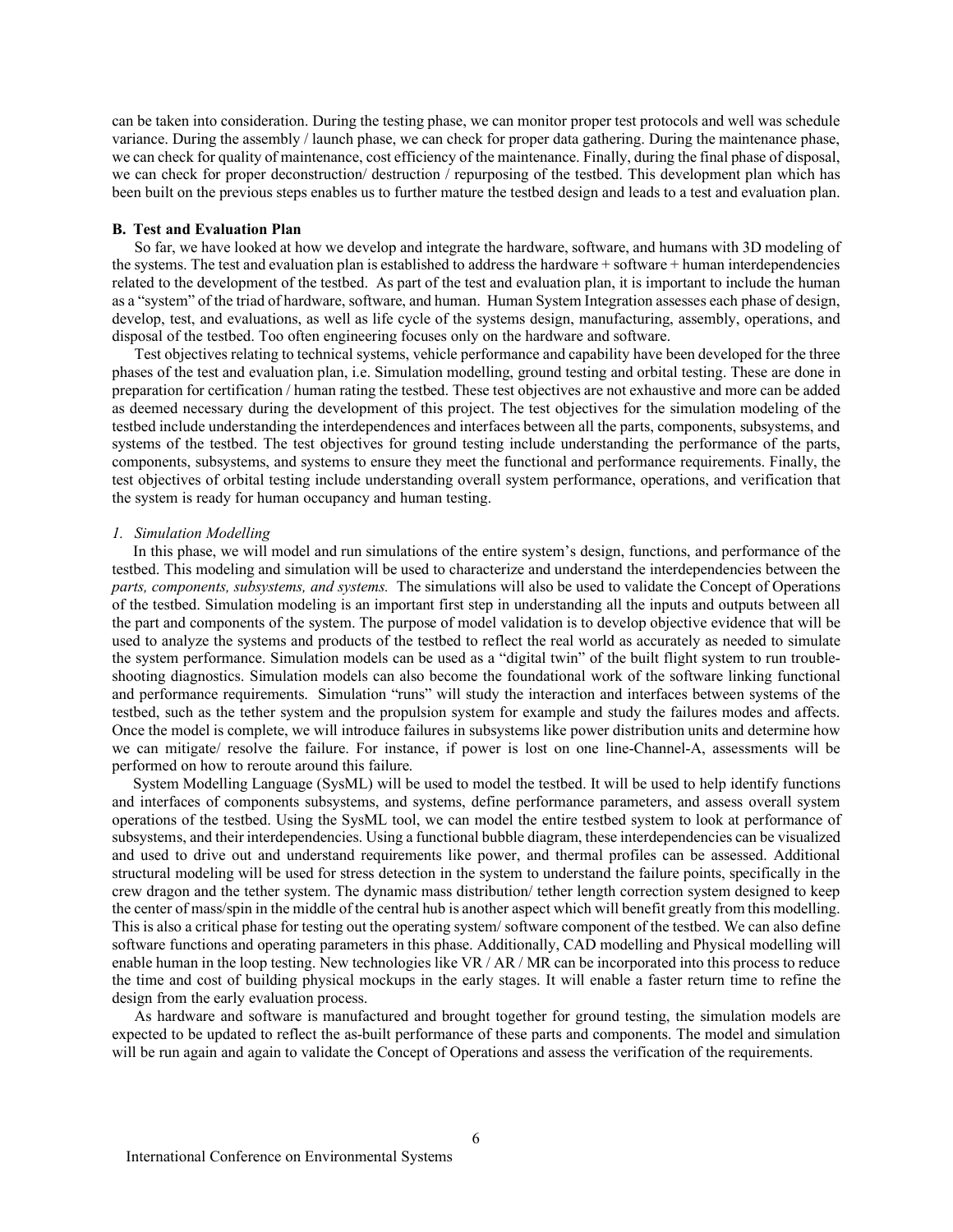can be taken into consideration. During the testing phase, we can monitor proper test protocols and well was schedule variance. During the assembly / launch phase, we can check for proper data gathering. During the maintenance phase, we can check for quality of maintenance, cost efficiency of the maintenance. Finally, during the final phase of disposal, we can check for proper deconstruction/ destruction / repurposing of the testbed. This development plan which has been built on the previous steps enables us to further mature the testbed design and leads to a test and evaluation plan.

### B. Test and Evaluation Plan

So far, we have looked at how we develop and integrate the hardware, software, and humans with 3D modeling of the systems. The test and evaluation plan is established to address the hardware + software + human interdependencies related to the development of the testbed. As part of the test and evaluation plan, it is important to include the human as a "system" of the triad of hardware, software, and human. Human System Integration assesses each phase of design, develop, test, and evaluations, as well as life cycle of the systems design, manufacturing, assembly, operations, and disposal of the testbed. Too often engineering focuses only on the hardware and software.

Test objectives relating to technical systems, vehicle performance and capability have been developed for the three phases of the test and evaluation plan, i.e. Simulation modelling, ground testing and orbital testing. These are done in preparation for certification / human rating the testbed. These test objectives are not exhaustive and more can be added as deemed necessary during the development of this project. The test objectives for the simulation modeling of the testbed include understanding the interdependences and interfaces between all the parts, components, subsystems, and systems of the testbed. The test objectives for ground testing include understanding the performance of the parts, components, subsystems, and systems to ensure they meet the functional and performance requirements. Finally, the test objectives of orbital testing include understanding overall system performance, operations, and verification that the system is ready for human occupancy and human testing.

#### *1. Simulation Modelling*

In this phase, we will model and run simulations of the entire system's design, functions, and performance of the testbed. This modeling and simulation will be used to characterize and understand the interdependencies between the *parts, components, subsystems, and systems.* The simulations will also be used to validate the Concept of Operations of the testbed. Simulation modeling is an important first step in understanding all the inputs and outputs between all the part and components of the system. The purpose of model validation is to develop objective evidence that will be used to analyze the systems and products of the testbed to reflect the real world as accurately as needed to simulate the system performance. Simulation models can be used as a "digital twin" of the built flight system to run trouble-shooting diagnostics. Simulation models can also become the foundational work of the software linking functional and performance requirements. Simulation "runs" will study the interaction and interfaces between systems of the testbed, such as the tether system and the propulsion system for example and study the failures modes and affects. Once the model is complete, we will introduce failures in subsystems like power distribution units and determine how we can mitigate/ resolve the failure. For instance, if power is lost on one line-Channel-A, assessments will be performed on how to reroute around this failure.

System Modelling Language (SysML) will be used to model the testbed. It will be used to help identify functions and interfaces of components subsystems, and systems, define performance parameters, and assess overall system operations of the testbed. Using the SysML tool, we can model the entire testbed system to look at performance of subsystems, and their interdependencies. Using a functional bubble diagram, these interdependencies can be visualized and used to drive out and understand requirements like power, and thermal profiles can be assessed. Additional structural modeling will be used for stress detection in the system to understand the failure points, specifically in the crew dragon and the tether system. The dynamic mass distribution/ tether length correction system designed to keep the center of mass/spin in the middle of the central hub is another aspect which will benefit greatly from this modelling. This is also a critical phase for testing out the operating system/ software component of the testbed. We can also define software functions and operating parameters in this phase. Additionally, CAD modelling and Physical modelling will enable human in the loop testing. New technologies like VR / AR / MR can be incorporated into this process to reduce the time and cost of building physical mockups in the early stages. It will enable a faster return time to refine the design from the early evaluation process.

As hardware and software is manufactured and brought together for ground testing, the simulation models are expected to be updated to reflect the as-built performance of these parts and components. The model and simulation will be run again and again to validate the Concept of Operations and assess the verification of the requirements.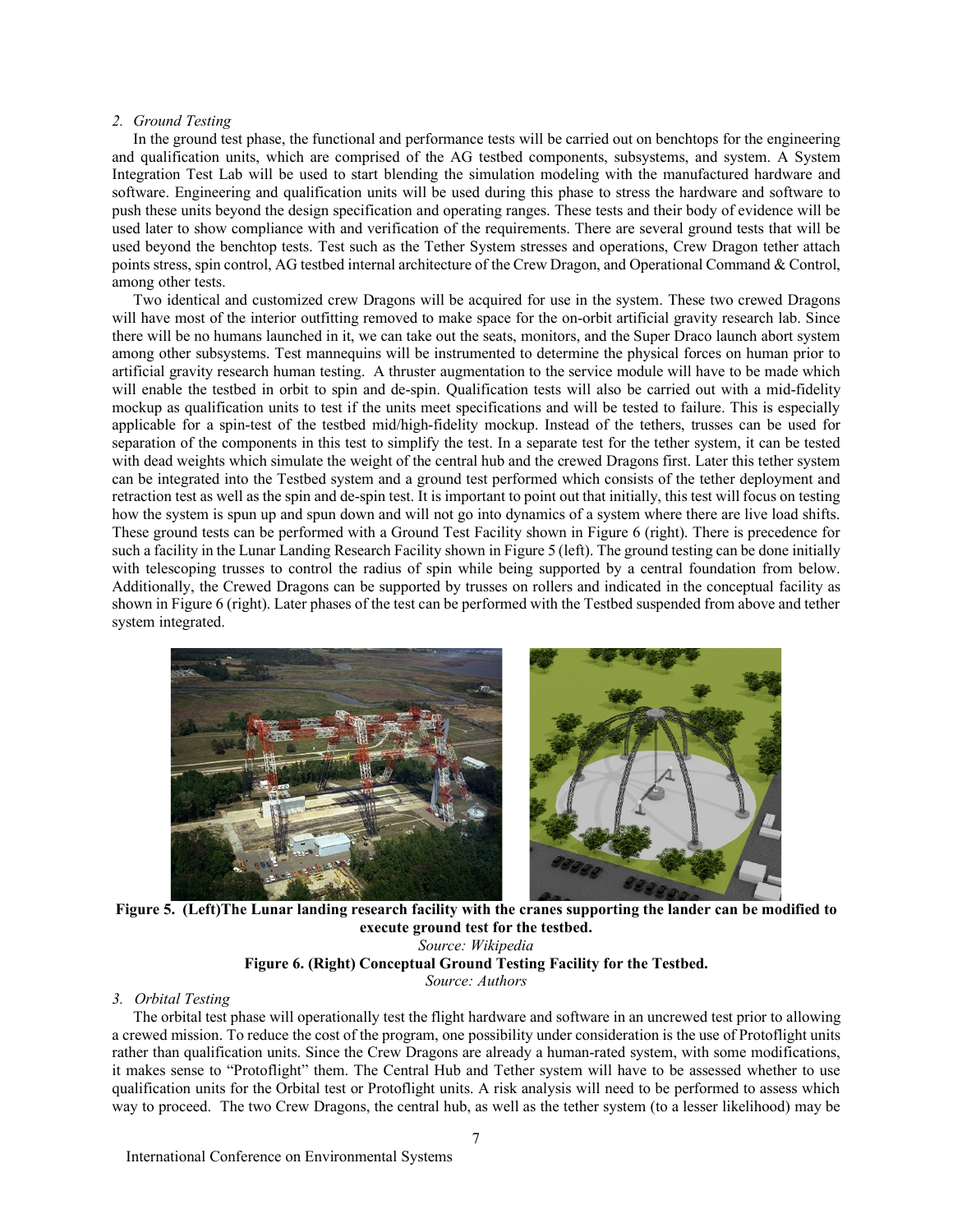### 2. *Ground Testing*

In the ground test phase, the functional and performance tests will be carried out on benchtops for the engineering and qualification units, which are comprised of the AG testbed components, subsystems, and system. A System Integration Test Lab will be used to start blending the simulation modeling with the manufactured hardware and software. Engineering and qualification units will be used during this phase to stress the hardware and software to push these units beyond the design specification and operating ranges. These tests and their body of evidence will be used later to show compliance with and verification of the requirements. There are several ground tests that will be used beyond the benchtop tests. Test such as the Tether System stresses and operations, Crew Dragon tether attach points stress, spin control, AG testbed internal architecture of the Crew Dragon, and Operational Command & Control, among other tests.

Two identical and customized crew Dragons will be acquired for use in the system. These two crewed Dragons will have most of the interior outfitting removed to make space for the on-orbit artificial gravity research lab. Since there will be no humans launched in it, we can take out the seats, monitors, and the Super Draco launch abort system among other subsystems. Test mannequins will be instrumented to determine the physical forces on human prior to artificial gravity research human testing. A thruster augmentation to the service module will have to be made which will enable the testbed in orbit to spin and de-spin. Qualification tests will also be carried out with a mid-fidelity mockup as qualification units to test if the units meet specifications and will be tested to failure. This is especially applicable for a spin-test of the testbed mid/high-fidelity mockup. Instead of the tethers, trusses can be used for separation of the components in this test to simplify the test. In a separate test for the tether system, it can be tested with dead weights which simulate the weight of the central hub and the crewed Dragons first. Later this tether system can be integrated into the Testbed system and a ground test performed which consists of the tether deployment and retraction test as well as the spin and de-spin test. It is important to point out that initially, this test will focus on testing how the system is spun up and spun down and will not go into dynamics of a system where there are live load shifts. These ground tests can be performed with a Ground Test Facility shown in Figure 6 (right). There is precedence for such a facility in the Lunar Landing Research Facility shown in Figure 5 (left). The ground testing can be done initially with telescoping trusses to control the radius of spin while being supported by a central foundation from below. Additionally, the Crewed Dragons can be supported by trusses on rollers and indicated in the conceptual facility as shown in Figure 6 (right). Later phases of the test can be performed with the Testbed suspended from above and tether system integrated.

**Figure 5. (Left)The Lunar landing research facility with the cranes supporting the lander can be modified to execute ground test for the testbed.**

*Source: Wikipedia*

**Figure 6. (Right) Conceptual Ground Testing Facility for the Testbed.**

*Source: Authors*

### 3. *Orbital Testing*

The orbital test phase will operationally test the flight hardware and software in an uncrewed test prior to allowing a crewed mission. To reduce the cost of the program, one possibility under consideration is the use of Protoflight units rather than qualification units. Since the Crew Dragons are already a human-rated system, with some modifications, it makes sense to "Protoflight" them. The Central Hub and Tether system will have to be assessed whether to use qualification units for the Orbital test or Protoflight units. A risk analysis will need to be performed to assess which way to proceed. The two Crew Dragons, the central hub, as well as the tether system (to a lesser likelihood) may be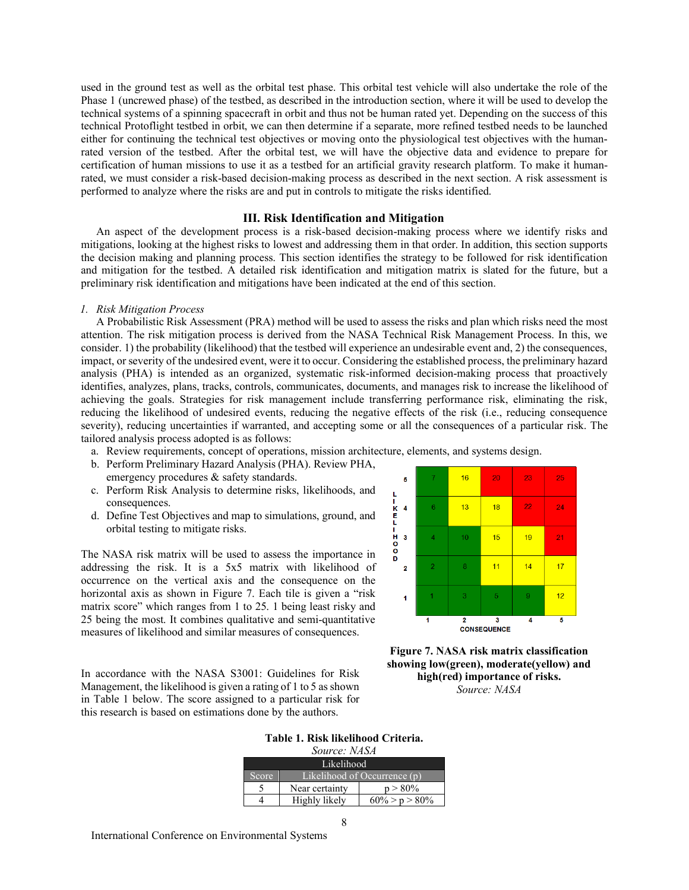used in the ground test as well as the orbital test phase. This orbital test vehicle will also undertake the role of the Phase 1 (uncrewed phase) of the testbed, as described in the introduction section, where it will be used to develop the technical systems of a spinning spacecraft in orbit and thus not be human rated yet. Depending on the success of this technical Protoflight testbed in orbit, we can then determine if a separate, more refined testbed needs to be launched either for continuing the technical test objectives or moving onto the physiological test objectives with the human-rated version of the testbed. After the orbital test, we will have the objective data and evidence to prepare for certification of human missions to use it as a testbed for an artificial gravity research platform. To make it human-rated, we must consider a risk-based decision-making process as described in the next section. A risk assessment is performed to analyze where the risks are and put in controls to mitigate the risks identified.

## III. Risk Identification and Mitigation

An aspect of the development process is a risk-based decision-making process where we identify risks and mitigations, looking at the highest risks to lowest and addressing them in that order. In addition, this section supports the decision making and planning process. This section identifies the strategy to be followed for risk identification and mitigation for the testbed. A detailed risk identification and mitigation matrix is slated for the future, but a preliminary risk identification and mitigations have been indicated at the end of this section.

### *1. Risk Mitigation Process*

A Probabilistic Risk Assessment (PRA) method will be used to assess the risks and plan which risks need the most attention. The risk mitigation process is derived from the NASA Technical Risk Management Process. In this, we consider. 1) the probability (likelihood) that the testbed will experience an undesirable event and, 2) the consequences, impact, or severity of the undesired event, were it to occur. Considering the established process, the preliminary hazard analysis (PHA) is intended as an organized, systematic risk-informed decision-making process that proactively identifies, analyzes, plans, tracks, controls, communicates, documents, and manages risk to increase the likelihood of achieving the goals. Strategies for risk management include transferring performance risk, eliminating the risk, reducing the likelihood of undesired events, reducing the negative effects of the risk (i.e., reducing consequence severity), reducing uncertainties if warranted, and accepting some or all the consequences of a particular risk. The tailored analysis process adopted is as follows:

a. Review requirements, concept of operations, mission architecture, elements, and systems design.
b. Perform Preliminary Hazard Analysis (PHA). Review PHA, emergency procedures & safety standards.
c. Perform Risk Analysis to determine risks, likelihoods, and consequences.
d. Define Test Objectives and map to simulations, ground, and orbital testing to mitigate risks.

The NASA risk matrix will be used to assess the importance in addressing the risk. It is a 5x5 matrix with likelihood of occurrence on the vertical axis and the consequence on the horizontal axis as shown in Figure 7. Each tile is given a "risk matrix score" which ranges from 1 to 25. 1 being least risky and 25 being the most. It combines qualitative and semi-quantitative measures of likelihood and similar measures of consequences.

| LIKELIHOOD \ CONSEQUENCE | 1 | 2 | 3 | 4 | 5 |
|---|---|---|---|---|---|
| 5 | 7 | 16 | 20 | 23 | 25 |
| 4 | 6 | 13 | 18 | 22 | 24 |
| 3 | 4 | 10 | 15 | 19 | 21 |
| 2 | 2 | 8 | 11 | 14 | 17 |
| 1 | 1 | 3 | 5 | 9 | 12 |

**Figure 7. NASA risk matrix classification showing low(green), moderate(yellow) and high(red) importance of risks.**
*Source: NASA*

In accordance with the NASA S3001: Guidelines for Risk Management, the likelihood is given a rating of 1 to 5 as shown in Table 1 below. The score assigned to a particular risk for this research is based on estimations done by the authors.

**Table 1. Risk likelihood Criteria.**
*Source: NASA*

| Likelihood | | |
|---|---|---|
| Score | Likelihood of Occurrence (p) | |
| 5 | Near certainty | p > 80% |
| 4 | Highly likely | 60% > p > 80% |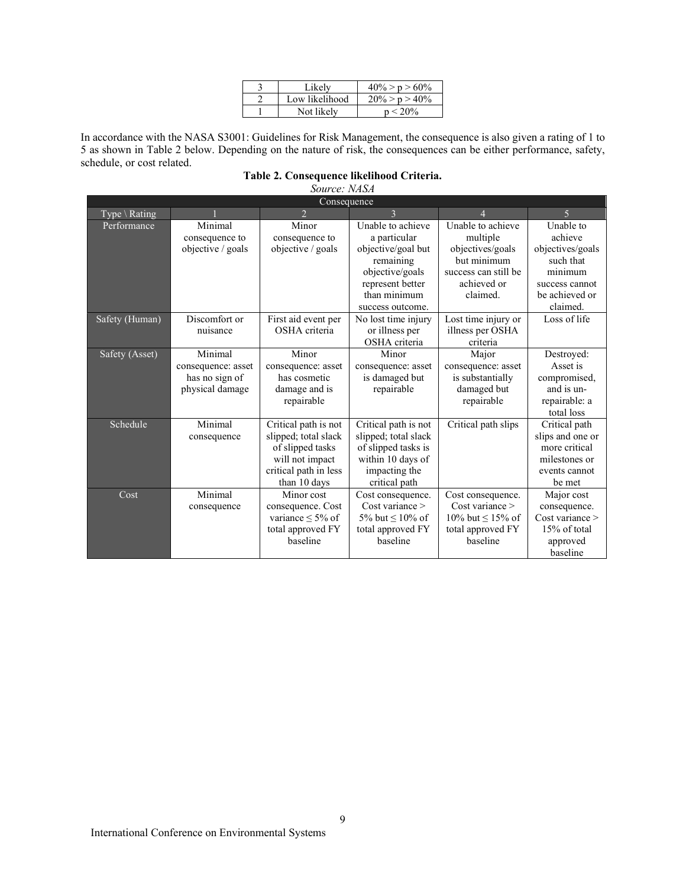| 3 | Likely | $40\% > p > 60\%$ |
|---|---|---|
| 2 | Low likelihood | $20\% > p > 40\%$ |
| 1 | Not likely | $p < 20\%$ |

In accordance with the NASA S3001: Guidelines for Risk Management, the consequence is also given a rating of 1 to 5 as shown in Table 2 below. Depending on the nature of risk, the consequences can be either performance, safety, schedule, or cost related.

**Table 2. Consequence likelihood Criteria.**

*Source: NASA*

| Consequence | | | | | |
|---|---|---|---|---|---|
| Type \ Rating | 1 | 2 | 3 | 4 | 5 |
| Performance | Minimal consequence to objective / goals | Minor consequence to objective / goals | Unable to achieve a particular objective/goal but remaining objective/goals represent better than minimum success outcome. | Unable to achieve multiple objectives/goals but minimum success can still be achieved or claimed. | Unable to achieve objectives/goals such that minimum success cannot be achieved or claimed. |
| Safety (Human) | Discomfort or nuisance | First aid event per OSHA criteria | No lost time injury or illness per OSHA criteria | Lost time injury or illness per OSHA criteria | Loss of life |
| Safety (Asset) | Minimal consequence: asset has no sign of physical damage | Minor consequence: asset has cosmetic damage and is repairable | Minor consequence: asset is damaged but repairable | Major consequence: asset is substantially damaged but repairable | Destroyed: Asset is compromised, and is un-repairable: a total loss |
| Schedule | Minimal consequence | Critical path is not slipped; total slack of slipped tasks will not impact critical path in less than 10 days | Critical path is not slipped; total slack of slipped tasks is within 10 days of impacting the critical path | Critical path slips | Critical path slips and one or more critical milestones or events cannot be met |
| Cost | Minimal consequence | Minor cost consequence. Cost variance $\leq 5\%$ of total approved FY baseline | Cost consequence. Cost variance > 5% but $\leq 10\%$ of total approved FY baseline | Cost consequence. Cost variance > 10% but $\leq 15\%$ of total approved FY baseline | Major cost consequence. Cost variance > 15% of total approved baseline |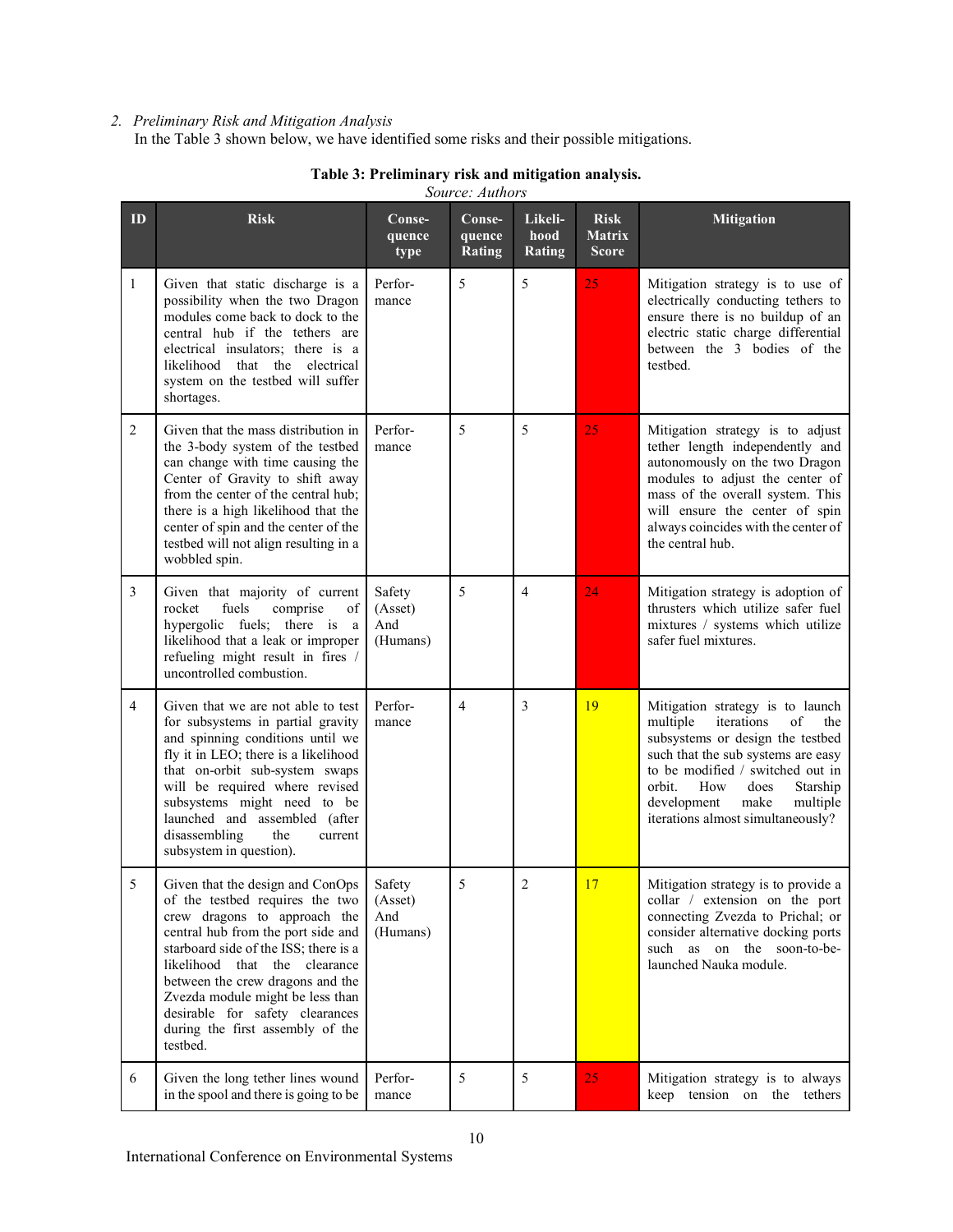*2. Preliminary Risk and Mitigation Analysis*

In the Table 3 shown below, we have identified some risks and their possible mitigations.

**Table 3: Preliminary risk and mitigation analysis.**
*Source: Authors*

| ID | Risk | Conse-quence type | Conse-quence Rating | Likeli-hood Rating | Risk Matrix Score | Mitigation |
|---|---|---|---|---|---|---|
| 1 | Given that static discharge is a possibility when the two Dragon modules come back to dock to the central hub if the tethers are electrical insulators; there is a likelihood that the electrical system on the testbed will suffer shortages. | Perfor-mance | 5 | 5 | 25 | Mitigation strategy is to use of electrically conducting tethers to ensure there is no buildup of an electric static charge differential between the 3 bodies of the testbed. |
| 2 | Given that the mass distribution in the 3-body system of the testbed can change with time causing the Center of Gravity to shift away from the center of the central hub; there is a high likelihood that the center of spin and the center of the testbed will not align resulting in a wobbled spin. | Perfor-mance | 5 | 5 | 25 | Mitigation strategy is to adjust tether length independently and autonomously on the two Dragon modules to adjust the center of mass of the overall system. This will ensure the center of spin always coincides with the center of the central hub. |
| 3 | Given that majority of current rocket fuels comprise of hypergolic fuels; there is a likelihood that a leak or improper refueling might result in fires / uncontrolled combustion. | Safety (Asset) And (Humans) | 5 | 4 | 24 | Mitigation strategy is adoption of thrusters which utilize safer fuel mixtures / systems which utilize safer fuel mixtures. |
| 4 | Given that we are not able to test for subsystems in partial gravity and spinning conditions until we fly it in LEO; there is a likelihood that on-orbit sub-system swaps will be required where revised subsystems might need to be launched and assembled (after disassembling the current subsystem in question). | Perfor-mance | 4 | 3 | 19 | Mitigation strategy is to launch multiple iterations of the subsystems or design the testbed such that the sub systems are easy to be modified / switched out in orbit. How does Starship development make multiple iterations almost simultaneously? |
| 5 | Given that the design and ConOps of the testbed requires the two crew dragons to approach the central hub from the port side and starboard side of the ISS; there is a likelihood that the clearance between the crew dragons and the Zvezda module might be less than desirable for safety clearances during the first assembly of the testbed. | Safety (Asset) And (Humans) | 5 | 2 | 17 | Mitigation strategy is to provide a collar / extension on the port connecting Zvezda to Prichal; or consider alternative docking ports such as on the soon-to-be-launched Nauka module. |
| 6 | Given the long tether lines wound in the spool and there is going to be | Perfor-mance | 5 | 5 | 25 | Mitigation strategy is to always keep tension on the tethers |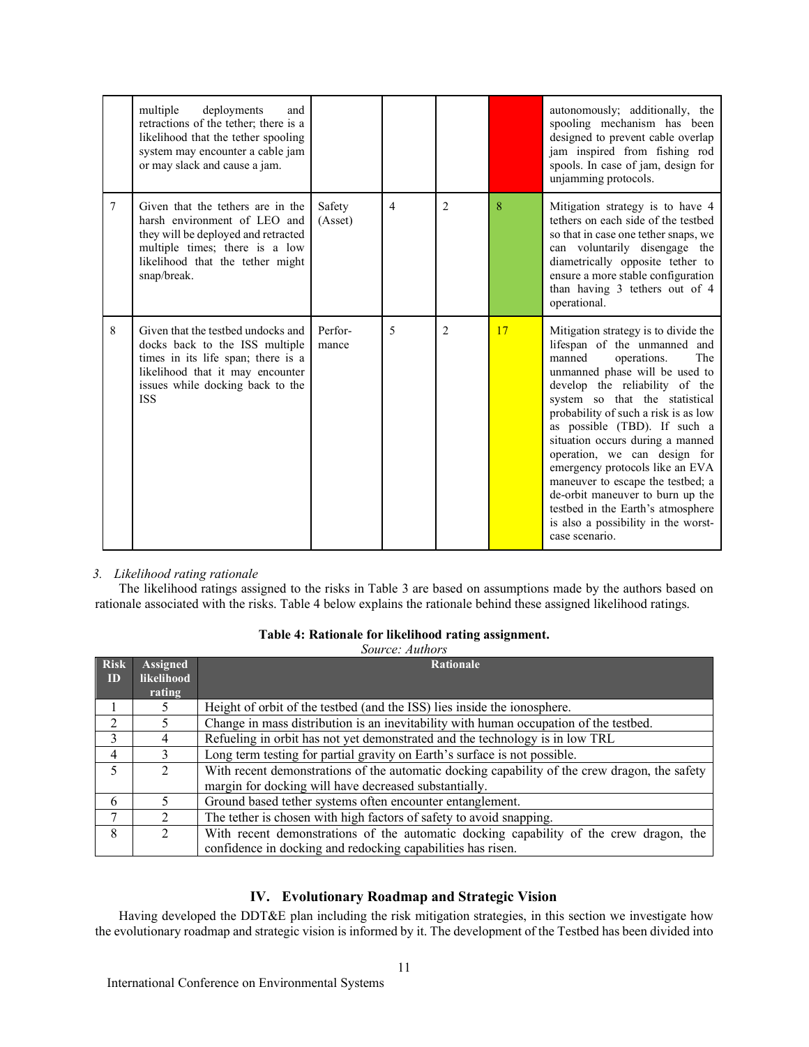| | multiple deployments and retractions of the tether; there is a likelihood that the tether spooling system may encounter a cable jam or may slack and cause a jam. | | | | | autonomously; additionally, the spooling mechanism has been designed to prevent cable overlap jam inspired from fishing rod spools. In case of jam, design for unjamming protocols. |
|---|---|---|---|---|---|---|
| 7 | Given that the tethers are in the harsh environment of LEO and they will be deployed and retracted multiple times; there is a low likelihood that the tether might snap/break. | Safety (Asset) | 4 | 2 | 8 | Mitigation strategy is to have 4 tethers on each side of the testbed so that in case one tether snaps, we can voluntarily disengage the diametrically opposite tether to ensure a more stable configuration than having 3 tethers out of 4 operational. |
| 8 | Given that the testbed undocks and docks back to the ISS multiple times in its life span; there is a likelihood that it may encounter issues while docking back to the ISS | Perfor-mance | 5 | 2 | 17 | Mitigation strategy is to divide the lifespan of the unmanned and manned operations. The unmanned phase will be used to develop the reliability of the system so that the statistical probability of such a risk is as low as possible (TBD). If such a situation occurs during a manned operation, we can design for emergency protocols like an EVA maneuver to escape the testbed; a de-orbit maneuver to burn up the testbed in the Earth's atmosphere is also a possibility in the worst-case scenario. |

*3. Likelihood rating rationale*

The likelihood ratings assigned to the risks in Table 3 are based on assumptions made by the authors based on rationale associated with the risks. Table 4 below explains the rationale behind these assigned likelihood ratings.

**Table 4: Rationale for likelihood rating assignment.**
*Source: Authors*

| Risk ID | Assigned likelihood rating | Rationale |
|---|---|---|
| 1 | 5 | Height of orbit of the testbed (and the ISS) lies inside the ionosphere. |
| 2 | 5 | Change in mass distribution is an inevitability with human occupation of the testbed. |
| 3 | 4 | Refueling in orbit has not yet demonstrated and the technology is in low TRL |
| 4 | 3 | Long term testing for partial gravity on Earth's surface is not possible. |
| 5 | 2 | With recent demonstrations of the automatic docking capability of the crew dragon, the safety margin for docking will have decreased substantially. |
| 6 | 5 | Ground based tether systems often encounter entanglement. |
| 7 | 2 | The tether is chosen with high factors of safety to avoid snapping. |
| 8 | 2 | With recent demonstrations of the automatic docking capability of the crew dragon, the confidence in docking and redocking capabilities has risen. |

## IV. Evolutionary Roadmap and Strategic Vision

Having developed the DDT&E plan including the risk mitigation strategies, in this section we investigate how the evolutionary roadmap and strategic vision is informed by it. The development of the Testbed has been divided into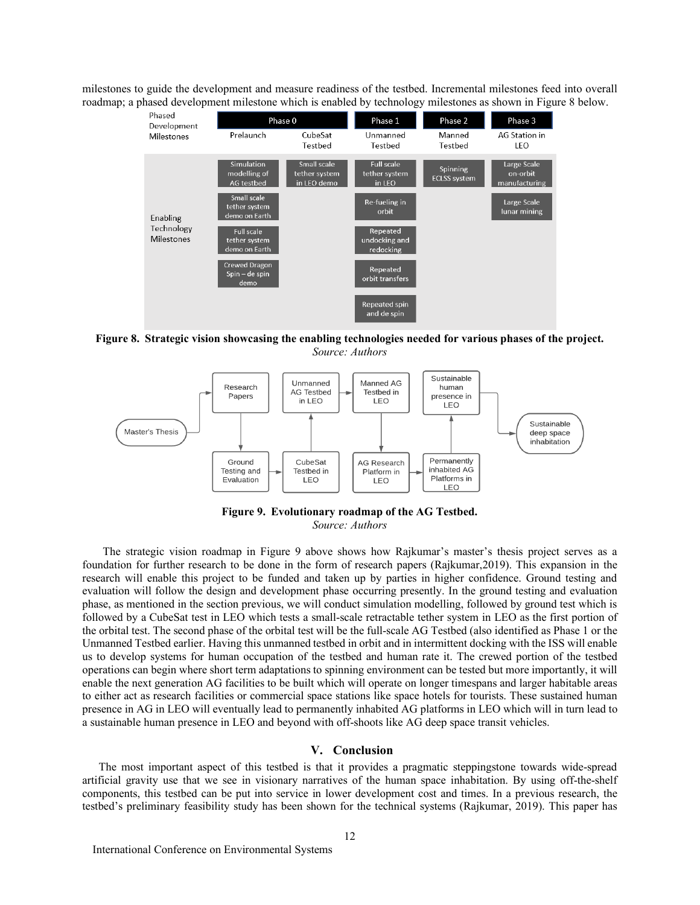milestones to guide the development and measure readiness of the testbed. Incremental milestones feed into overall roadmap; a phased development milestone which is enabled by technology milestones as shown in Figure 8 below.

| Phased Development Milestones | Phase 0 | | Phase 1 | Phase 2 | Phase 3 |
|---|---|---|---|---|---|
| | Prelaunch | CubeSat Testbed | Unmanned Testbed | Manned Testbed | AG Station in LEO |
| Enabling Technology Milestones | Simulation modelling of AG testbed | Small scale tether system in LEO demo | Full scale tether system in LEO | Spinning ECLSS system | Large Scale on-orbit manufacturing |
| | Small scale tether system demo on Earth | | Re-fueling in orbit | | Large Scale lunar mining |
| | Full scale tether system demo on Earth | | Repeated undocking and redocking | | |
| | Crewed Dragon Spin – de spin demo | | Repeated orbit transfers | | |
| | | | Repeated spin and de spin | | |

**Figure 8. Strategic vision showcasing the enabling technologies needed for various phases of the project.**
*Source: Authors*

**Figure 9. Evolutionary roadmap of the AG Testbed.**
*Source: Authors*

The strategic vision roadmap in Figure 9 above shows how Rajkumar's master's thesis project serves as a foundation for further research to be done in the form of research papers (Rajkumar,2019). This expansion in the research will enable this project to be funded and taken up by parties in higher confidence. Ground testing and evaluation will follow the design and development phase occurring presently. In the ground testing and evaluation phase, as mentioned in the section previous, we will conduct simulation modelling, followed by ground test which is followed by a CubeSat test in LEO which tests a small-scale retractable tether system in LEO as the first portion of the orbital test. The second phase of the orbital test will be the full-scale AG Testbed (also identified as Phase 1 or the Unmanned Testbed earlier. Having this unmanned testbed in orbit and in intermittent docking with the ISS will enable us to develop systems for human occupation of the testbed and human rate it. The crewed portion of the testbed operations can begin where short term adaptations to spinning environment can be tested but more importantly, it will enable the next generation AG facilities to be built which will operate on longer timespans and larger habitable areas to either act as research facilities or commercial space stations like space hotels for tourists. These sustained human presence in AG in LEO will eventually lead to permanently inhabited AG platforms in LEO which will in turn lead to a sustainable human presence in LEO and beyond with off-shoots like AG deep space transit vehicles.

## V. Conclusion

The most important aspect of this testbed is that it provides a pragmatic steppingstone towards wide-spread artificial gravity use that we see in visionary narratives of the human space inhabitation. By using off-the-shelf components, this testbed can be put into service in lower development cost and times. In a previous research, the testbed's preliminary feasibility study has been shown for the technical systems (Rajkumar, 2019). This paper has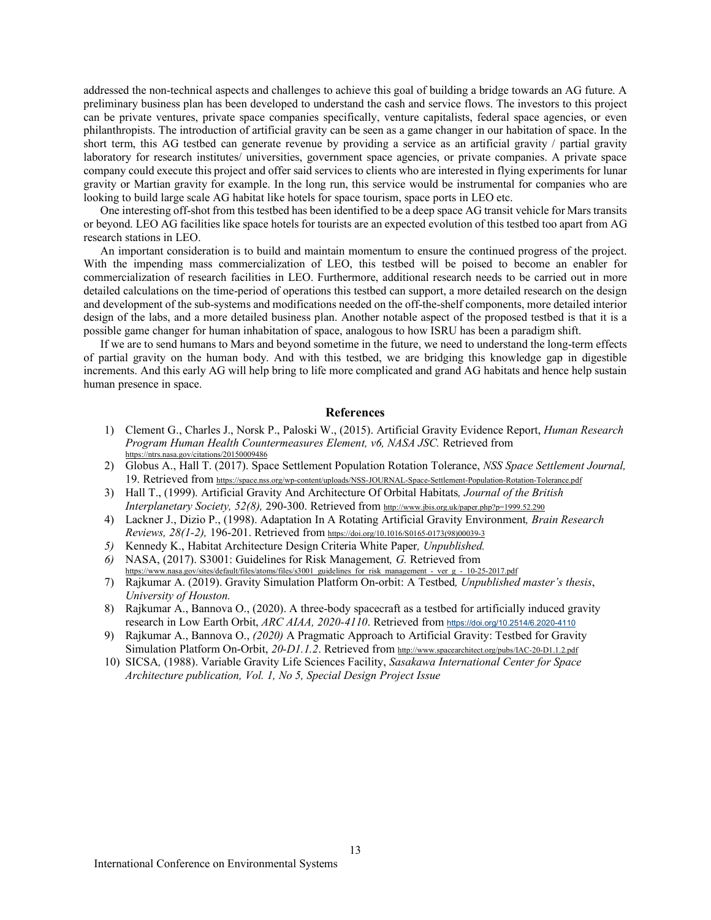addressed the non-technical aspects and challenges to achieve this goal of building a bridge towards an AG future. A preliminary business plan has been developed to understand the cash and service flows. The investors to this project can be private ventures, private space companies specifically, venture capitalists, federal space agencies, or even philanthropists. The introduction of artificial gravity can be seen as a game changer in our habitation of space. In the short term, this AG testbed can generate revenue by providing a service as an artificial gravity / partial gravity laboratory for research institutes/ universities, government space agencies, or private companies. A private space company could execute this project and offer said services to clients who are interested in flying experiments for lunar gravity or Martian gravity for example. In the long run, this service would be instrumental for companies who are looking to build large scale AG habitat like hotels for space tourism, space ports in LEO etc.

One interesting off-shot from this testbed has been identified to be a deep space AG transit vehicle for Mars transits or beyond. LEO AG facilities like space hotels for tourists are an expected evolution of this testbed too apart from AG research stations in LEO.

An important consideration is to build and maintain momentum to ensure the continued progress of the project. With the impending mass commercialization of LEO, this testbed will be poised to become an enabler for commercialization of research facilities in LEO. Furthermore, additional research needs to be carried out in more detailed calculations on the time-period of operations this testbed can support, a more detailed research on the design and development of the sub-systems and modifications needed on the off-the-shelf components, more detailed interior design of the labs, and a more detailed business plan. Another notable aspect of the proposed testbed is that it is a possible game changer for human inhabitation of space, analogous to how ISRU has been a paradigm shift.

If we are to send humans to Mars and beyond sometime in the future, we need to understand the long-term effects of partial gravity on the human body. And with this testbed, we are bridging this knowledge gap in digestible increments. And this early AG will help bring to life more complicated and grand AG habitats and hence help sustain human presence in space.

## References

1) Clement G., Charles J., Norsk P., Paloski W., (2015). Artificial Gravity Evidence Report, *Human Research Program Human Health Countermeasures Element, v6, NASA JSC.* Retrieved from https://ntrs.nasa.gov/citations/20150009486
2) Globus A., Hall T. (2017). Space Settlement Population Rotation Tolerance, *NSS Space Settlement Journal,* 19. Retrieved from https://space.nss.org/wp-content/uploads/NSS-JOURNAL-Space-Settlement-Population-Rotation-Tolerance.pdf
3) Hall T., (1999). Artificial Gravity And Architecture Of Orbital Habitats*, Journal of the British Interplanetary Society, 52(8),* 290-300. Retrieved from http://www.jbis.org.uk/paper.php?p=1999.52.290
4) Lackner J., Dizio P., (1998). Adaptation In A Rotating Artificial Gravity Environment*, Brain Research Reviews, 28(1-2),* 196-201. Retrieved from https://doi.org/10.1016/S0165-0173(98)00039-3
5) Kennedy K., Habitat Architecture Design Criteria White Paper*, Unpublished.*
6) NASA, (2017). S3001: Guidelines for Risk Management*, G.* Retrieved from https://www.nasa.gov/sites/default/files/atoms/files/s3001_guidelines_for_risk_management_-_ver_g_-_10-25-2017.pdf
7) Rajkumar A. (2019). Gravity Simulation Platform On-orbit: A Testbed*, Unpublished master's thesis*, *University of Houston.*
8) Rajkumar A., Bannova O., (2020). A three-body spacecraft as a testbed for artificially induced gravity research in Low Earth Orbit, *ARC AIAA, 2020-4110*. Retrieved from https://doi.org/10.2514/6.2020-4110
9) Rajkumar A., Bannova O., *(2020)* A Pragmatic Approach to Artificial Gravity: Testbed for Gravity Simulation Platform On-Orbit, *20-D1.1.2*. Retrieved from http://www.spacearchitect.org/pubs/IAC-20-D1.1.2.pdf
10) SICSA*,* (1988). Variable Gravity Life Sciences Facility, *Sasakawa International Center for Space Architecture publication, Vol. 1, No 5, Special Design Project Issue*